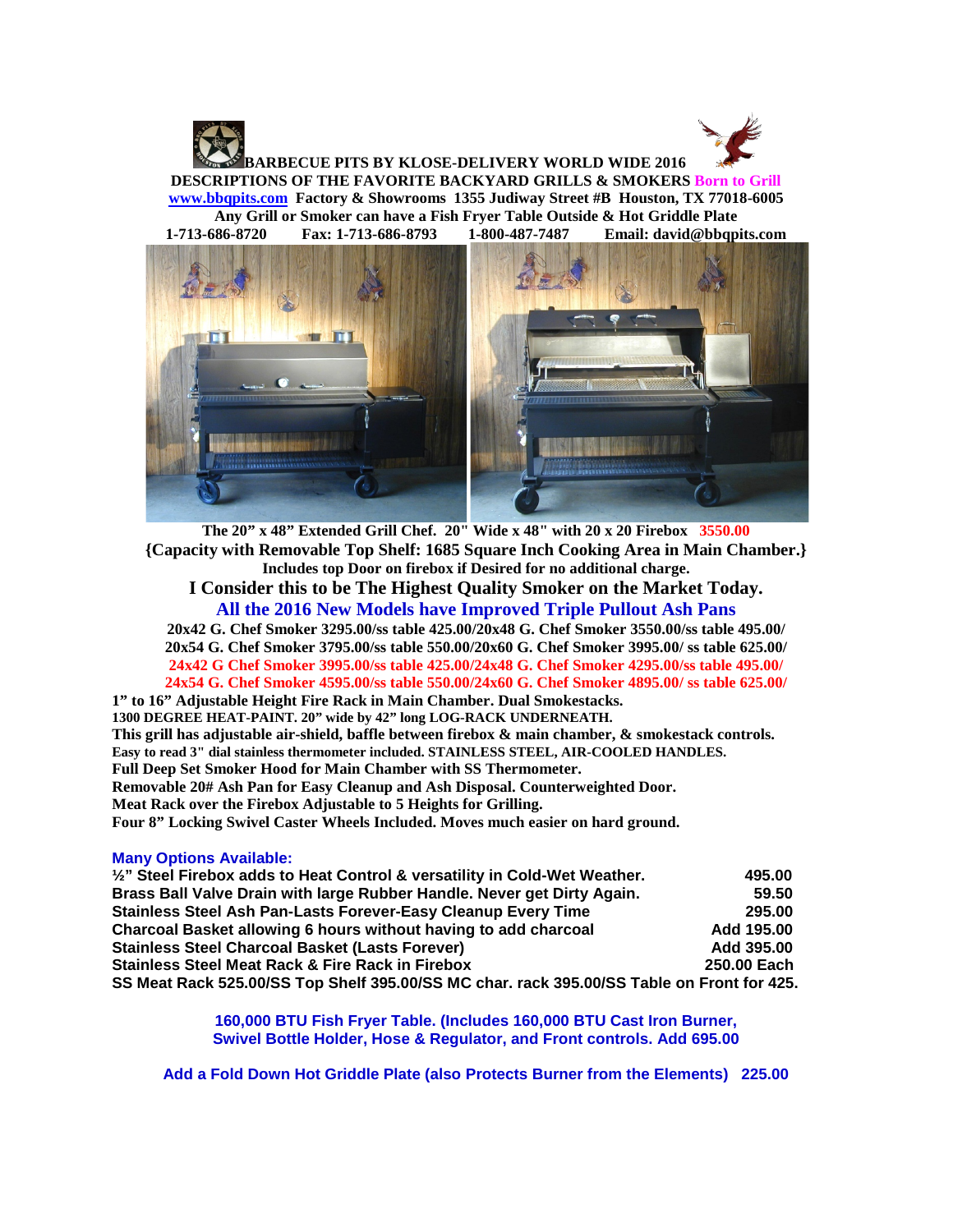**BARBECUE PITS BY KLOSE-DELIVERY WORLD WIDE 2016**
**DESCRIPTIONS OF THE FAVORITE BACKYARD GRILLS & SMOKERS Born to Grill**
**www.bbqpits.com Factory & Showrooms 1355 Judiway Street #B Houston, TX 77018-6005**
**Any Grill or Smoker can have a Fish Fryer Table Outside & Hot Griddle Plate**
**1-713-686-8720 Fax: 1-713-686-8793 1-800-487-7487 Email: david@bbqpits.com**

**The 20" x 48" Extended Grill Chef. 20" Wide x 48" with 20 x 20 Firebox 3550.00**
**{Capacity with Removable Top Shelf: 1685 Square Inch Cooking Area in Main Chamber.}**
**Includes top Door on firebox if Desired for no additional charge.**

**I Consider this to be The Highest Quality Smoker on the Market Today.**

**All the 2016 New Models have Improved Triple Pullout Ash Pans**

**20x42 G. Chef Smoker 3295.00/ss table 425.00/20x48 G. Chef Smoker 3550.00/ss table 495.00/**
**20x54 G. Chef Smoker 3795.00/ss table 550.00/20x60 G. Chef Smoker 3995.00/ ss table 625.00/**
**24x42 G Chef Smoker 3995.00/ss table 425.00/24x48 G. Chef Smoker 4295.00/ss table 495.00/**
**24x54 G. Chef Smoker 4595.00/ss table 550.00/24x60 G. Chef Smoker 4895.00/ ss table 625.00/**

**1" to 16" Adjustable Height Fire Rack in Main Chamber. Dual Smokestacks.**
**1300 DEGREE HEAT-PAINT. 20" wide by 42" long LOG-RACK UNDERNEATH.**
**This grill has adjustable air-shield, baffle between firebox & main chamber, & smokestack controls.**
**Easy to read 3" dial stainless thermometer included. STAINLESS STEEL, AIR-COOLED HANDLES.**
**Full Deep Set Smoker Hood for Main Chamber with SS Thermometer.**
**Removable 20# Ash Pan for Easy Cleanup and Ash Disposal. Counterweighted Door.**
**Meat Rack over the Firebox Adjustable to 5 Heights for Grilling.**
**Four 8" Locking Swivel Caster Wheels Included. Moves much easier on hard ground.**

**Many Options Available:**

| | |
|---|---|
| **½" Steel Firebox adds to Heat Control & versatility in Cold-Wet Weather.** | **495.00** |
| **Brass Ball Valve Drain with large Rubber Handle. Never get Dirty Again.** | **59.50** |
| **Stainless Steel Ash Pan-Lasts Forever-Easy Cleanup Every Time** | **295.00** |
| **Charcoal Basket allowing 6 hours without having to add charcoal** | **Add 195.00** |
| **Stainless Steel Charcoal Basket (Lasts Forever)** | **Add 395.00** |
| **Stainless Steel Meat Rack & Fire Rack in Firebox** | **250.00 Each** |

**SS Meat Rack 525.00/SS Top Shelf 395.00/SS MC char. rack 395.00/SS Table on Front for 425.**

**160,000 BTU Fish Fryer Table. (Includes 160,000 BTU Cast Iron Burner, Swivel Bottle Holder, Hose & Regulator, and Front controls. Add 695.00**

**Add a Fold Down Hot Griddle Plate (also Protects Burner from the Elements) 225.00**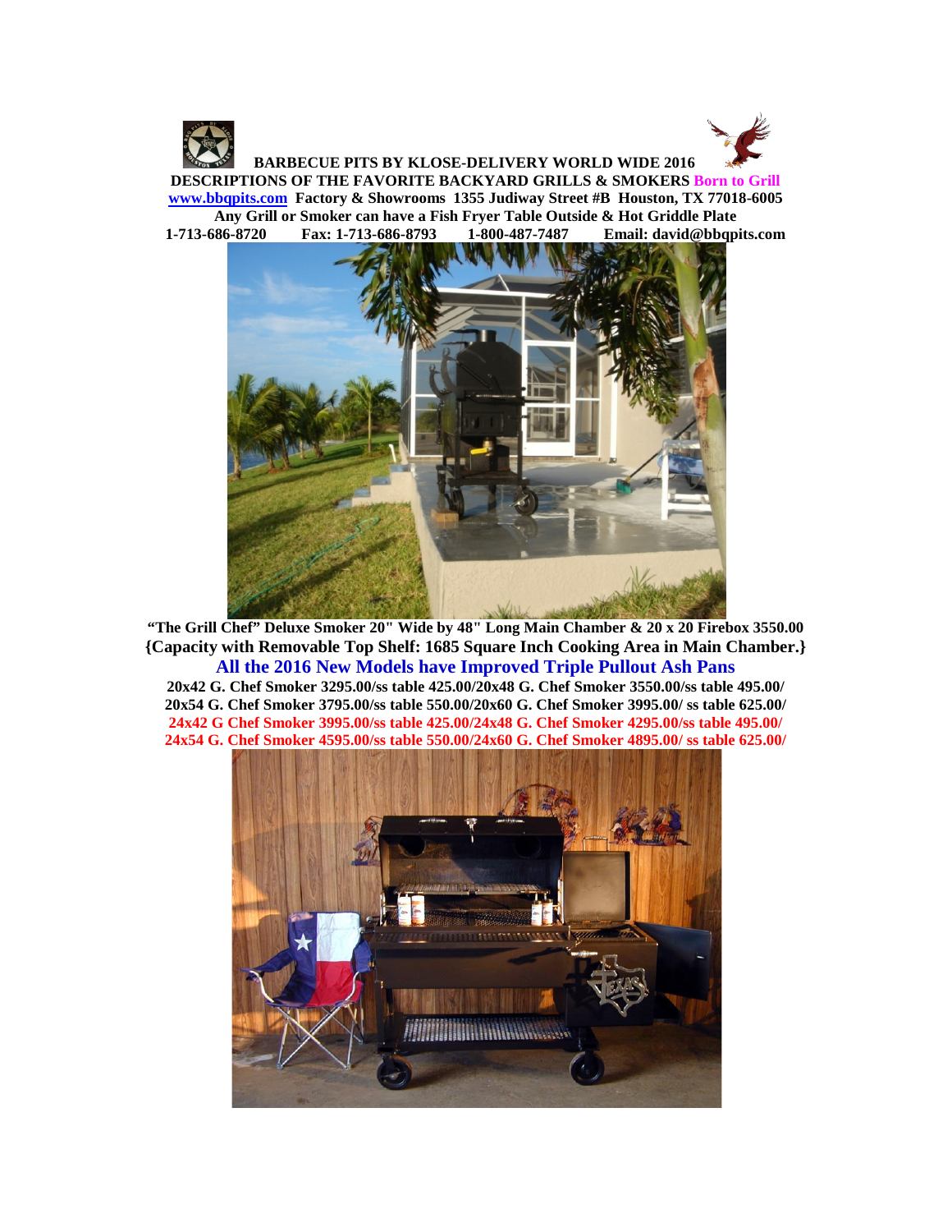**BARBECUE PITS BY KLOSE-DELIVERY WORLD WIDE 2016**

**DESCRIPTIONS OF THE FAVORITE BACKYARD GRILLS & SMOKERS Born to Grill**

**www.bbqpits.com Factory & Showrooms 1355 Judiway Street #B Houston, TX 77018-6005**

**Any Grill or Smoker can have a Fish Fryer Table Outside & Hot Griddle Plate**

**1-713-686-8720 Fax: 1-713-686-8793 1-800-487-7487 Email: david@bbqpits.com**

**"The Grill Chef" Deluxe Smoker 20" Wide by 48" Long Main Chamber & 20 x 20 Firebox 3550.00**

**{Capacity with Removable Top Shelf: 1685 Square Inch Cooking Area in Main Chamber.}**

**All the 2016 New Models have Improved Triple Pullout Ash Pans**

**20x42 G. Chef Smoker 3295.00/ss table 425.00/20x48 G. Chef Smoker 3550.00/ss table 495.00/**
**20x54 G. Chef Smoker 3795.00/ss table 550.00/20x60 G. Chef Smoker 3995.00/ ss table 625.00/**
**24x42 G Chef Smoker 3995.00/ss table 425.00/24x48 G. Chef Smoker 4295.00/ss table 495.00/**
**24x54 G. Chef Smoker 4595.00/ss table 550.00/24x60 G. Chef Smoker 4895.00/ ss table 625.00/**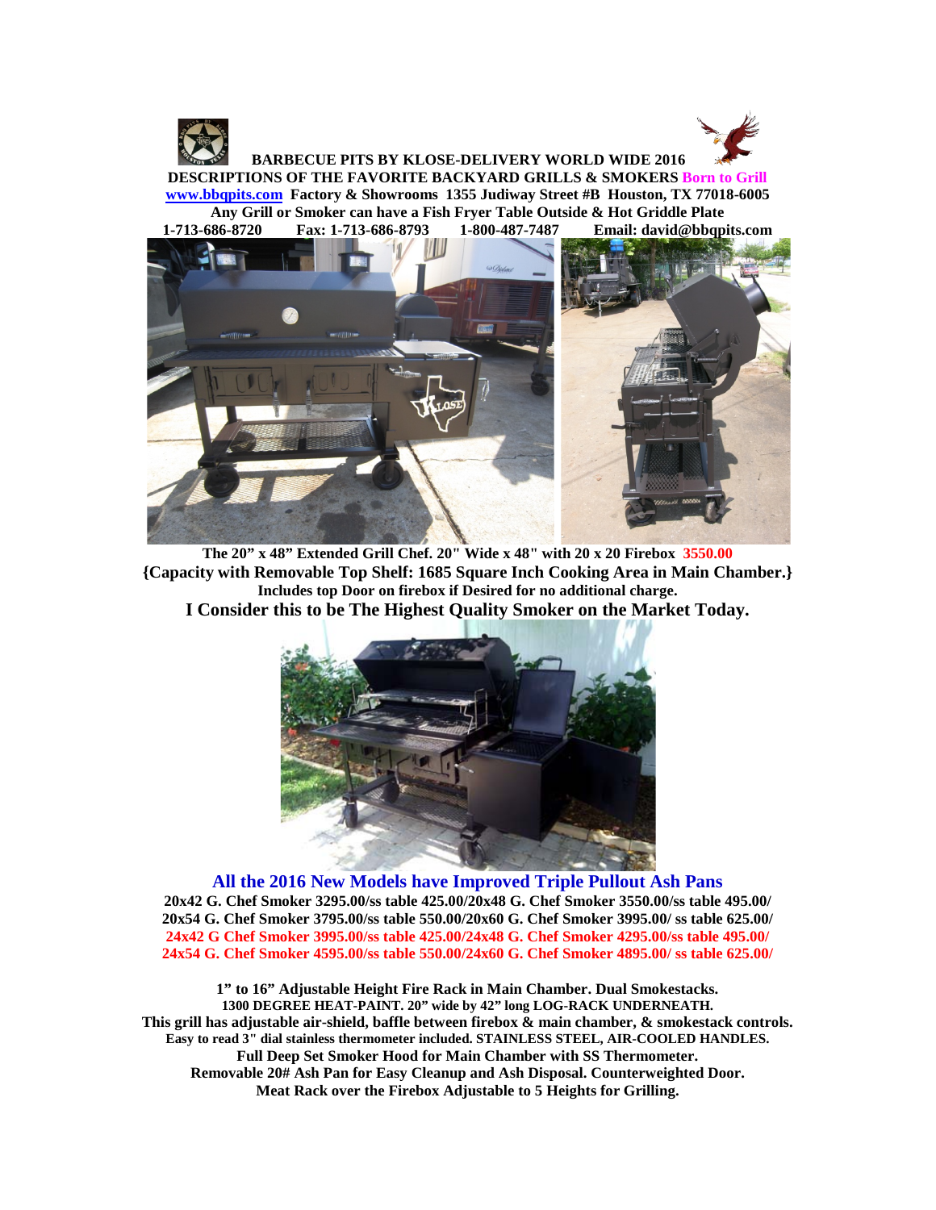**BARBECUE PITS BY KLOSE-DELIVERY WORLD WIDE 2016**
**DESCRIPTIONS OF THE FAVORITE BACKYARD GRILLS & SMOKERS Born to Grill**
**www.bbqpits.com Factory & Showrooms 1355 Judiway Street #B Houston, TX 77018-6005**
**Any Grill or Smoker can have a Fish Fryer Table Outside & Hot Griddle Plate**
**1-713-686-8720 Fax: 1-713-686-8793 1-800-487-7487 Email: david@bbqpits.com**

**The 20" x 48" Extended Grill Chef. 20" Wide x 48" with 20 x 20 Firebox 3550.00**
**{Capacity with Removable Top Shelf: 1685 Square Inch Cooking Area in Main Chamber.}**
**Includes top Door on firebox if Desired for no additional charge.**
**I Consider this to be The Highest Quality Smoker on the Market Today.**

## All the 2016 New Models have Improved Triple Pullout Ash Pans

**20x42 G. Chef Smoker 3295.00/ss table 425.00/20x48 G. Chef Smoker 3550.00/ss table 495.00/**
**20x54 G. Chef Smoker 3795.00/ss table 550.00/20x60 G. Chef Smoker 3995.00/ ss table 625.00/**
**24x42 G Chef Smoker 3995.00/ss table 425.00/24x48 G. Chef Smoker 4295.00/ss table 495.00/**
**24x54 G. Chef Smoker 4595.00/ss table 550.00/24x60 G. Chef Smoker 4895.00/ ss table 625.00/**

**1" to 16" Adjustable Height Fire Rack in Main Chamber. Dual Smokestacks.**
**1300 DEGREE HEAT-PAINT. 20" wide by 42" long LOG-RACK UNDERNEATH.**
**This grill has adjustable air-shield, baffle between firebox & main chamber, & smokestack controls.**
**Easy to read 3" dial stainless thermometer included. STAINLESS STEEL, AIR-COOLED HANDLES.**
**Full Deep Set Smoker Hood for Main Chamber with SS Thermometer.**
**Removable 20# Ash Pan for Easy Cleanup and Ash Disposal. Counterweighted Door.**
**Meat Rack over the Firebox Adjustable to 5 Heights for Grilling.**